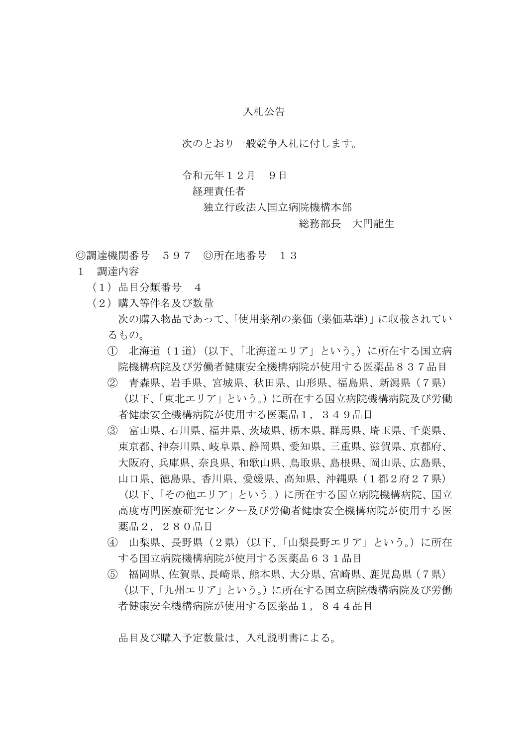# 入札公告

次のとおり一般競争入札に付します。

令和元年１２月　９日
経理責任者
独立行政法人国立病院機構本部
総務部長　大門龍生

◎調達機関番号　５９７　◎所在地番号　１３

１　調達内容

（１）品目分類番号　４

（２）購入等件名及び数量

次の購入物品であって、「使用薬剤の薬価（薬価基準）」に収載されているもの。

① 北海道（１道）（以下、「北海道エリア」という。）に所在する国立病院機構病院及び労働者健康安全機構病院が使用する医薬品８３７品目

② 青森県、岩手県、宮城県、秋田県、山形県、福島県、新潟県（７県）（以下、「東北エリア」という。）に所在する国立病院機構病院及び労働者健康安全機構病院が使用する医薬品１，３４９品目

③ 富山県、石川県、福井県、茨城県、栃木県、群馬県、埼玉県、千葉県、東京都、神奈川県、岐阜県、静岡県、愛知県、三重県、滋賀県、京都府、大阪府、兵庫県、奈良県、和歌山県、鳥取県、島根県、岡山県、広島県、山口県、徳島県、香川県、愛媛県、高知県、沖縄県（１都２府２７県）（以下、「その他エリア」という。）に所在する国立病院機構病院、国立高度専門医療研究センター及び労働者健康安全機構病院が使用する医薬品２，２８０品目

④ 山梨県、長野県（２県）（以下、「山梨長野エリア」という。）に所在する国立病院機構病院が使用する医薬品６３１品目

⑤ 福岡県、佐賀県、長崎県、熊本県、大分県、宮崎県、鹿児島県（７県）（以下、「九州エリア」という。）に所在する国立病院機構病院及び労働者健康安全機構病院が使用する医薬品１，８４４品目

品目及び購入予定数量は、入札説明書による。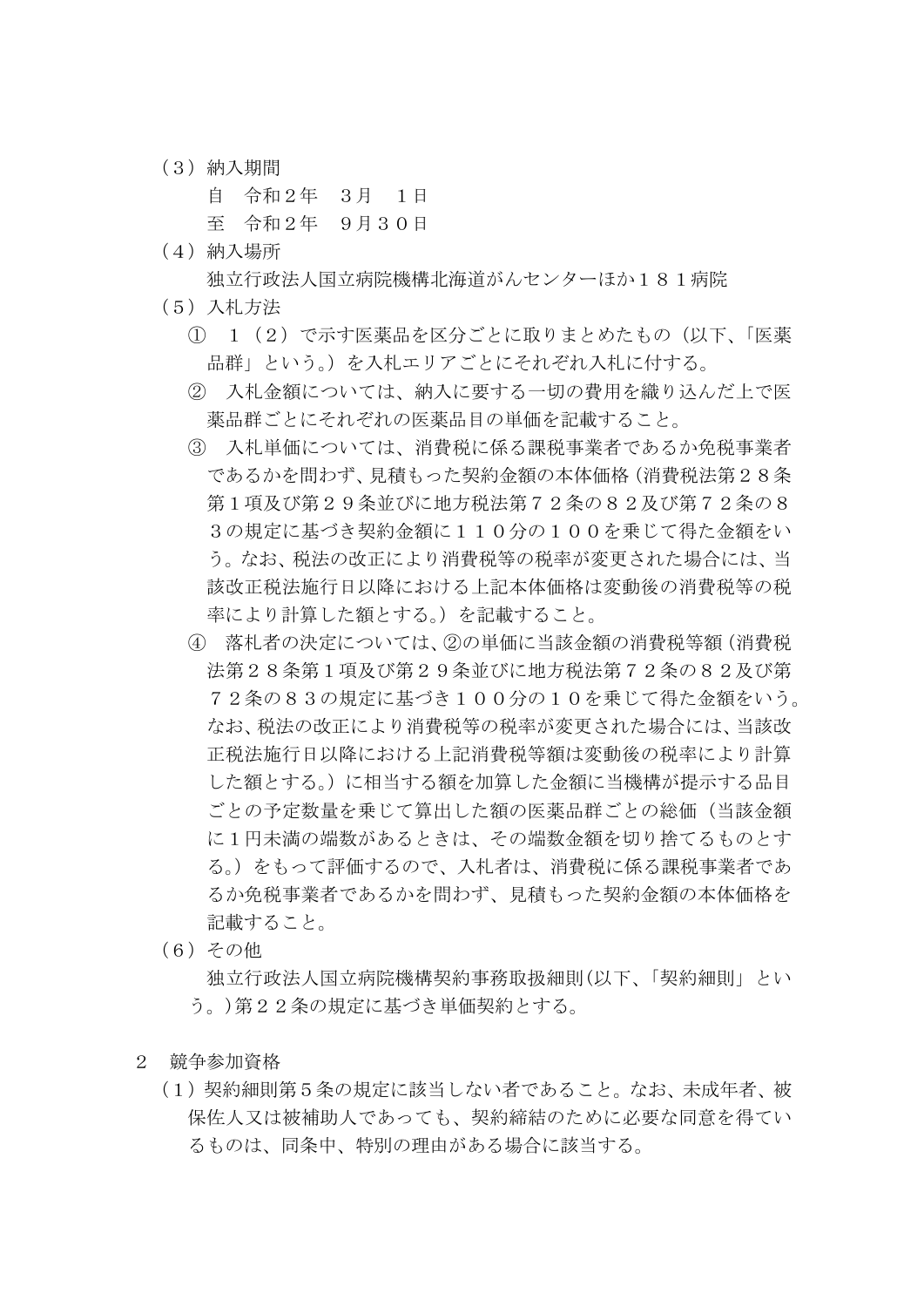（３）納入期間

自　令和２年　３月　１日

至　令和２年　９月３０日

（４）納入場所

独立行政法人国立病院機構北海道がんセンターほか１８１病院

（５）入札方法

① １（２）で示す医薬品を区分ごとに取りまとめたもの（以下、「医薬品群」という。）を入札エリアごとにそれぞれ入札に付する。

② 入札金額については、納入に要する一切の費用を織り込んだ上で医薬品群ごとにそれぞれの医薬品目の単価を記載すること。

③ 入札単価については、消費税に係る課税事業者であるか免税事業者であるかを問わず、見積もった契約金額の本体価格（消費税法第２８条第１項及び第２９条並びに地方税法第７２条の８２及び第７２条の８３の規定に基づき契約金額に１１０分の１００を乗じて得た金額をいう。なお、税法の改正により消費税等の税率が変更された場合には、当該改正税法施行日以降における上記本体価格は変動後の消費税等の税率により計算した額とする。）を記載すること。

④ 落札者の決定については、②の単価に当該金額の消費税等額（消費税法第２８条第１項及び第２９条並びに地方税法第７２条の８２及び第７２条の８３の規定に基づき１００分の１０を乗じて得た金額をいう。なお、税法の改正により消費税等の税率が変更された場合には、当該改正税法施行日以降における上記消費税等額は変動後の税率により計算した額とする。）に相当する額を加算した金額に当機構が提示する品目ごとの予定数量を乗じて算出した額の医薬品群ごとの総価（当該金額に１円未満の端数があるときは、その端数金額を切り捨てるものとする。）をもって評価するので、入札者は、消費税に係る課税事業者であるか免税事業者であるかを問わず、見積もった契約金額の本体価格を記載すること。

（６）その他

独立行政法人国立病院機構契約事務取扱細則(以下、「契約細則」という。)第２２条の規定に基づき単価契約とする。

２　競争参加資格

（１）契約細則第５条の規定に該当しない者であること。なお、未成年者、被保佐人又は被補助人であっても、契約締結のために必要な同意を得ているものは、同条中、特別の理由がある場合に該当する。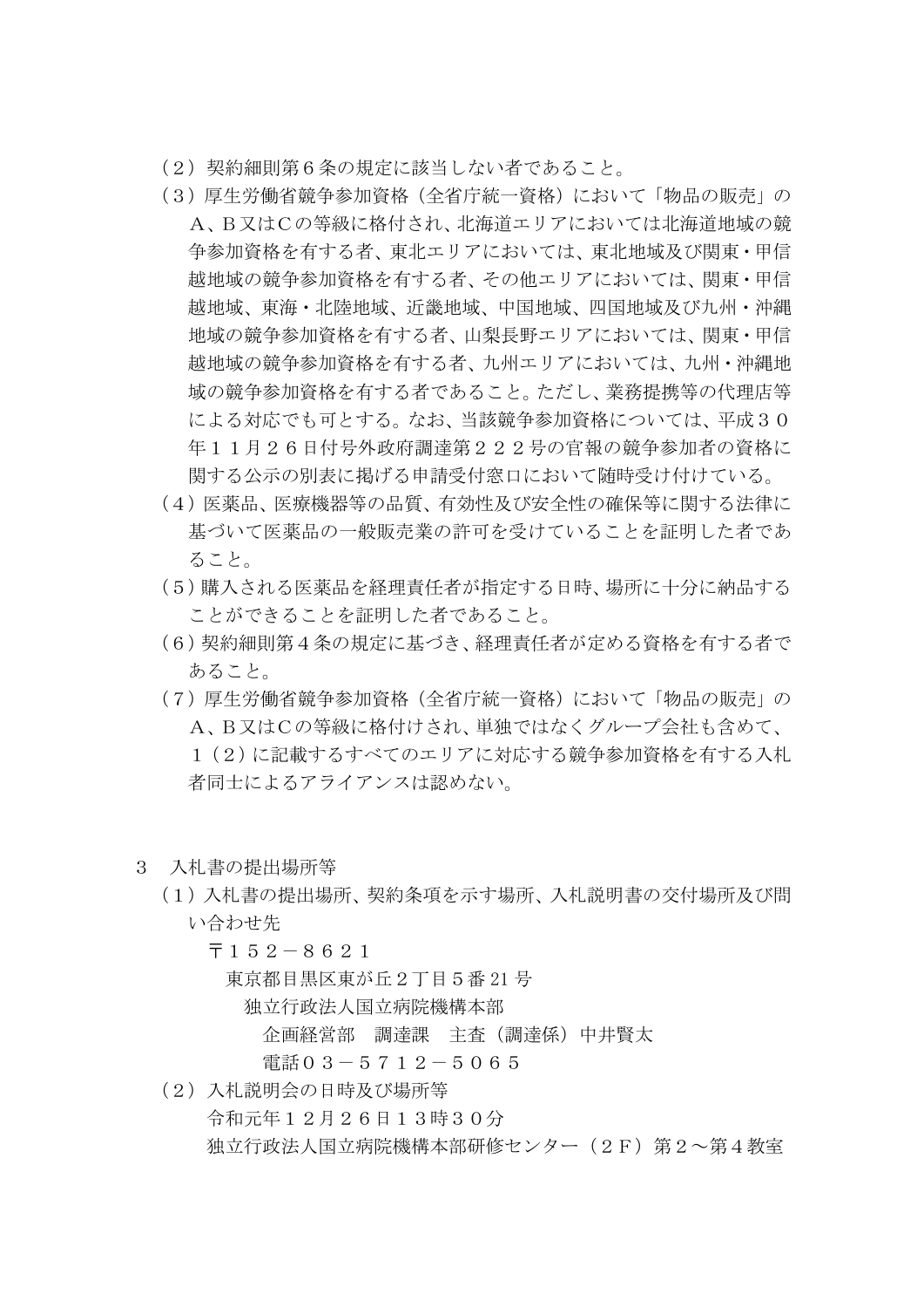（２）契約細則第６条の規定に該当しない者であること。

（３）厚生労働省競争参加資格（全省庁統一資格）において「物品の販売」のＡ、Ｂ又はＣの等級に格付され、北海道エリアにおいては北海道地域の競争参加資格を有する者、東北エリアにおいては、東北地域及び関東・甲信越地域の競争参加資格を有する者、その他エリアにおいては、関東・甲信越地域、東海・北陸地域、近畿地域、中国地域、四国地域及び九州・沖縄地域の競争参加資格を有する者、山梨長野エリアにおいては、関東・甲信越地域の競争参加資格を有する者、九州エリアにおいては、九州・沖縄地域の競争参加資格を有する者であること。ただし、業務提携等の代理店等による対応でも可とする。なお、当該競争参加資格については、平成３０年１１月２６日付号外政府調達第２２２号の官報の競争参加者の資格に関する公示の別表に掲げる申請受付窓口において随時受け付けている。

（４）医薬品、医療機器等の品質、有効性及び安全性の確保等に関する法律に基づいて医薬品の一般販売業の許可を受けていることを証明した者であること。

（５）購入される医薬品を経理責任者が指定する日時、場所に十分に納品することができることを証明した者であること。

（６）契約細則第４条の規定に基づき、経理責任者が定める資格を有する者であること。

（７）厚生労働省競争参加資格（全省庁統一資格）において「物品の販売」のＡ、Ｂ又はＣの等級に格付けされ、単独ではなくグループ会社も含めて、１（２）に記載するすべてのエリアに対応する競争参加資格を有する入札者同士によるアライアンスは認めない。

３　入札書の提出場所等

（１）入札書の提出場所、契約条項を示す場所、入札説明書の交付場所及び問い合わせ先

〒１５２－８６２１
東京都目黒区東が丘２丁目５番21号
独立行政法人国立病院機構本部
企画経営部　調達課　主査（調達係）中井賢太
電話０３－５７１２－５０６５

（２）入札説明会の日時及び場所等

令和元年１２月２６日１３時３０分
独立行政法人国立病院機構本部研修センター（２Ｆ）第２～第４教室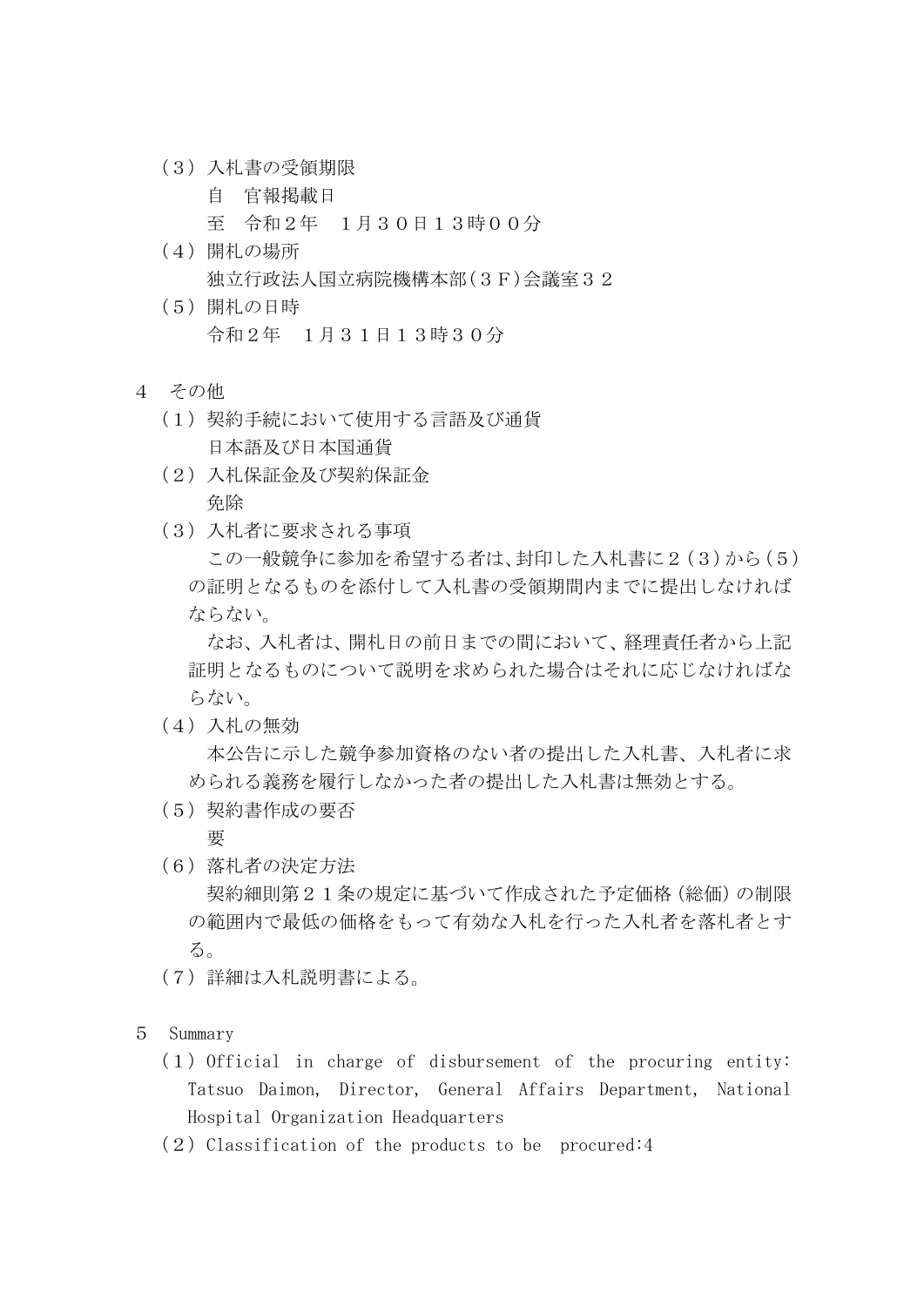（３）入札書の受領期限

自　官報掲載日

至　令和２年　１月３０日１３時００分

（４）開札の場所

独立行政法人国立病院機構本部（３Ｆ）会議室３２

（５）開札の日時

令和２年　１月３１日１３時３０分

4　その他

（１）契約手続において使用する言語及び通貨

日本語及び日本国通貨

（２）入札保証金及び契約保証金

免除

（３）入札者に要求される事項

この一般競争に参加を希望する者は、封印した入札書に２（３）から（５）の証明となるものを添付して入札書の受領期間内までに提出しなければならない。

なお、入札者は、開札日の前日までの間において、経理責任者から上記証明となるものについて説明を求められた場合はそれに応じなければならない。

（４）入札の無効

本公告に示した競争参加資格のない者の提出した入札書、入札者に求められる義務を履行しなかった者の提出した入札書は無効とする。

（５）契約書作成の要否

要

（６）落札者の決定方法

契約細則第２１条の規定に基づいて作成された予定価格（総価）の制限の範囲内で最低の価格をもって有効な入札を行った入札者を落札者とする。

（７）詳細は入札説明書による。

5　Summary

（１）Official in charge of disbursement of the procuring entity: Tatsuo Daimon, Director, General Affairs Department, National Hospital Organization Headquarters

（２）Classification of the products to be procured:4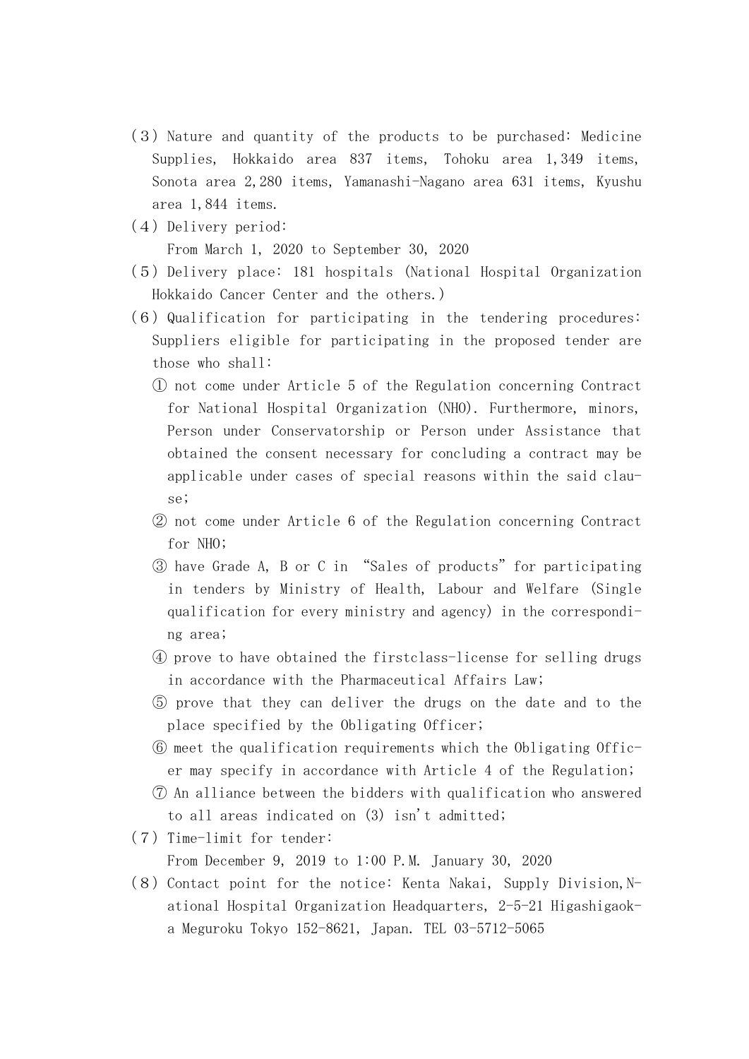（３）Nature and quantity of the products to be purchased: Medicine Supplies, Hokkaido area 837 items, Tohoku area 1,349 items, Sonota area 2,280 items, Yamanashi-Nagano area 631 items, Kyushu area 1,844 items.

（４）Delivery period:
From March 1, 2020 to September 30, 2020

（５）Delivery place: 181 hospitals (National Hospital Organization Hokkaido Cancer Center and the others.)

（６）Qualification for participating in the tendering procedures: Suppliers eligible for participating in the proposed tender are those who shall:

① not come under Article 5 of the Regulation concerning Contract for National Hospital Organization (NHO). Furthermore, minors, Person under Conservatorship or Person under Assistance that obtained the consent necessary for concluding a contract may be applicable under cases of special reasons within the said clause;

② not come under Article 6 of the Regulation concerning Contract for NHO;

③ have Grade A, B or C in "Sales of products" for participating in tenders by Ministry of Health, Labour and Welfare (Single qualification for every ministry and agency) in the corresponding area;

④ prove to have obtained the firstclass-license for selling drugs in accordance with the Pharmaceutical Affairs Law;

⑤ prove that they can deliver the drugs on the date and to the place specified by the Obligating Officer;

⑥ meet the qualification requirements which the Obligating Officer may specify in accordance with Article 4 of the Regulation;

⑦ An alliance between the bidders with qualification who answered to all areas indicated on (3) isn't admitted;

（７）Time-limit for tender:
From December 9, 2019 to 1:00 P.M. January 30, 2020

（８）Contact point for the notice: Kenta Nakai, Supply Division, National Hospital Organization Headquarters, 2-5-21 Higashigaoka Meguroku Tokyo 152-8621, Japan. TEL 03-5712-5065